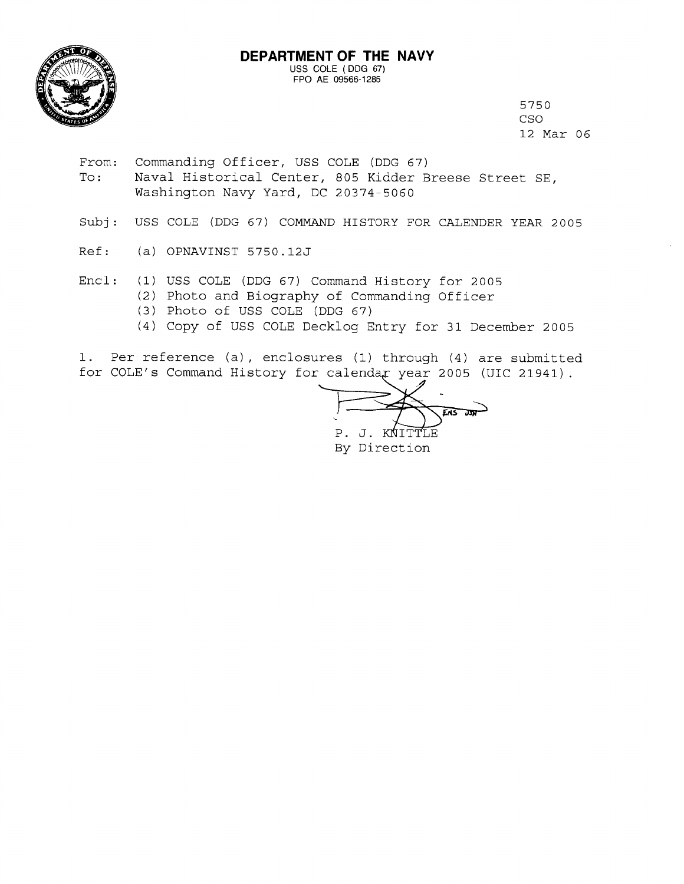**DEPARTMENT OF THE NAVY**
USS COLE (DDG 67)
FPO AE 09566-1285

5750
CSO
12 Mar 06

From: Commanding Officer, USS COLE (DDG 67)
To: Naval Historical Center, 805 Kidder Breese Street SE, Washington Navy Yard, DC 20374-5060

Subj: USS COLE (DDG 67) COMMAND HISTORY FOR CALENDER YEAR 2005

Ref: (a) OPNAVINST 5750.12J

Encl: (1) USS COLE (DDG 67) Command History for 2005
(2) Photo and Biography of Commanding Officer
(3) Photo of USS COLE (DDG 67)
(4) Copy of USS COLE Decklog Entry for 31 December 2005

1. Per reference (a), enclosures (1) through (4) are submitted for COLE's Command History for calendar year 2005 (UIC 21941).

ENS USN
P. J. KNITTLE
By Direction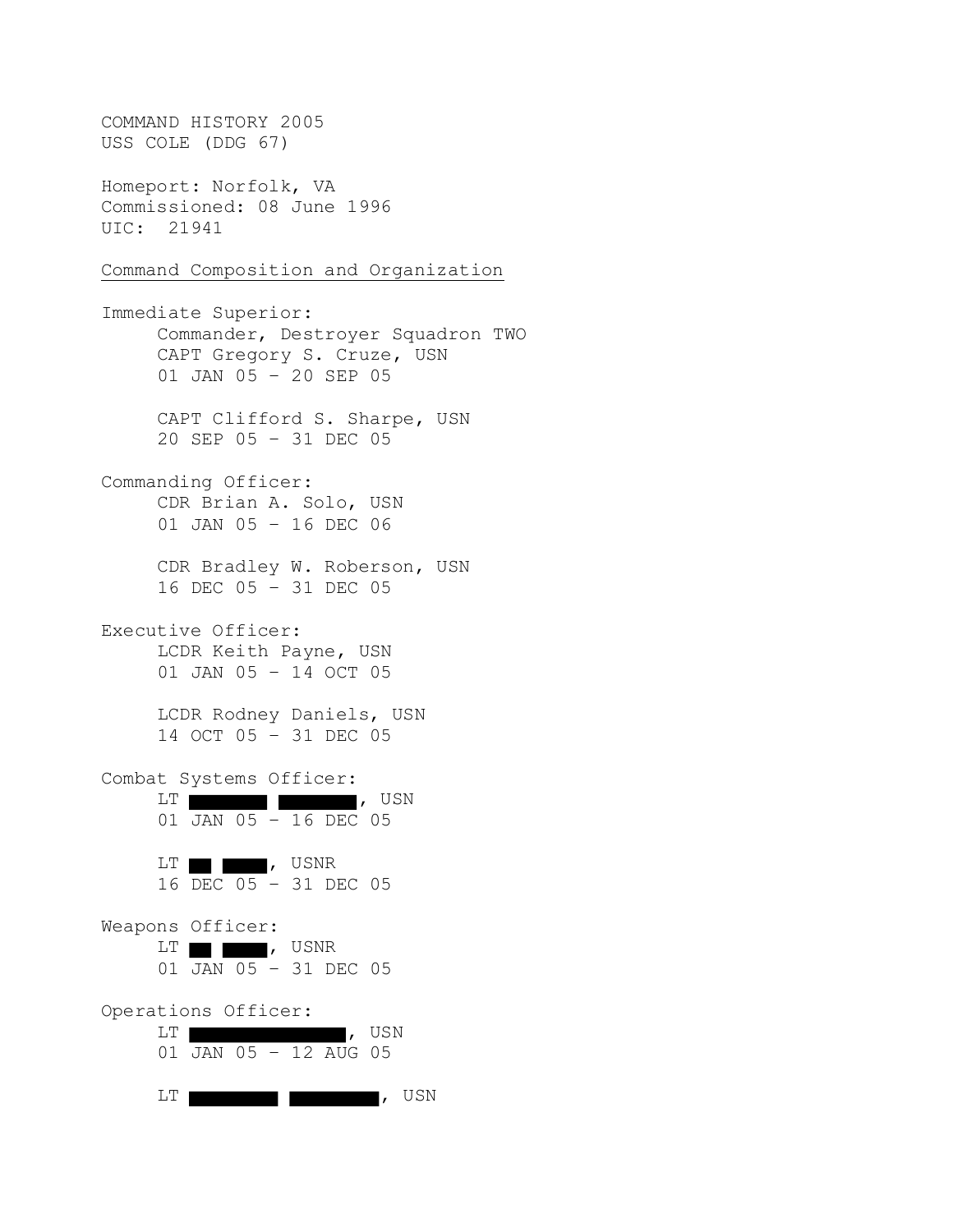COMMAND HISTORY 2005
USS COLE (DDG 67)

Homeport: Norfolk, VA
Commissioned: 08 June 1996
UIC: 21941

## Command Composition and Organization

Immediate Superior:
- Commander, Destroyer Squadron TWO
- CAPT Gregory S. Cruze, USN
- 01 JAN 05 – 20 SEP 05

- CAPT Clifford S. Sharpe, USN
- 20 SEP 05 – 31 DEC 05

Commanding Officer:
- CDR Brian A. Solo, USN
- 01 JAN 05 – 16 DEC 06

- CDR Bradley W. Roberson, USN
- 16 DEC 05 – 31 DEC 05

Executive Officer:
- LCDR Keith Payne, USN
- 01 JAN 05 – 14 OCT 05

- LCDR Rodney Daniels, USN
- 14 OCT 05 – 31 DEC 05

Combat Systems Officer:
- LT [REDACTED], USN
- 01 JAN 05 – 16 DEC 05

- LT [REDACTED], USNR
- 16 DEC 05 – 31 DEC 05

Weapons Officer:
- LT [REDACTED], USNR
- 01 JAN 05 – 31 DEC 05

Operations Officer:
- LT [REDACTED], USN
- 01 JAN 05 – 12 AUG 05

- LT [REDACTED], USN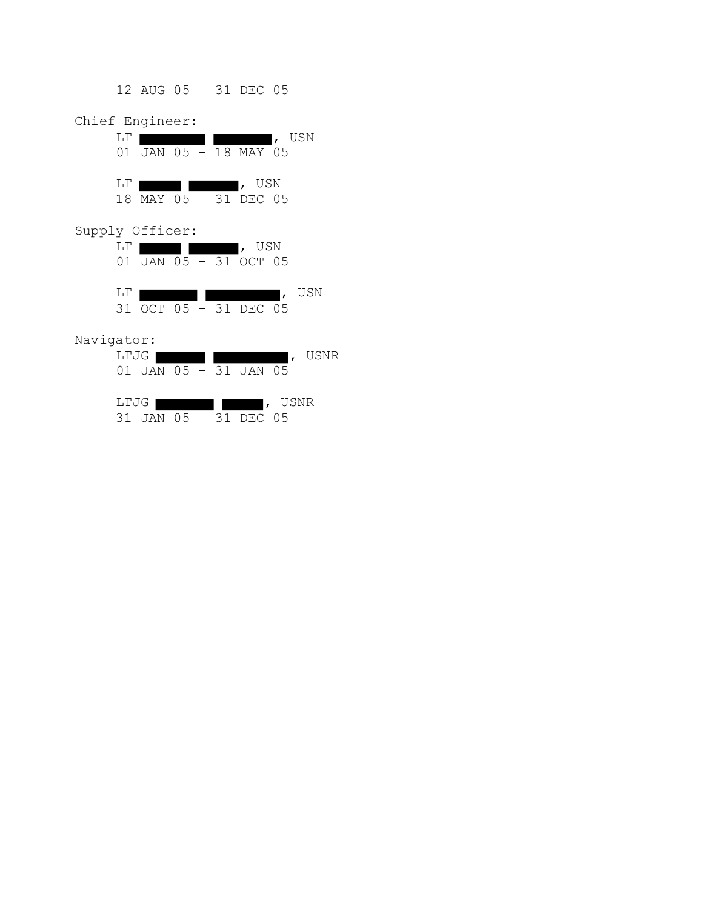12 AUG 05 – 31 DEC 05

Chief Engineer:

LT ████ ████, USN
01 JAN 05 – 18 MAY 05

LT ████ ████, USN
18 MAY 05 – 31 DEC 05

Supply Officer:

LT ████ ████, USN
01 JAN 05 – 31 OCT 05

LT ████ ████, USN
31 OCT 05 – 31 DEC 05

Navigator:

LTJG ████ ████, USNR
01 JAN 05 – 31 JAN 05

LTJG ████ ████, USNR
31 JAN 05 – 31 DEC 05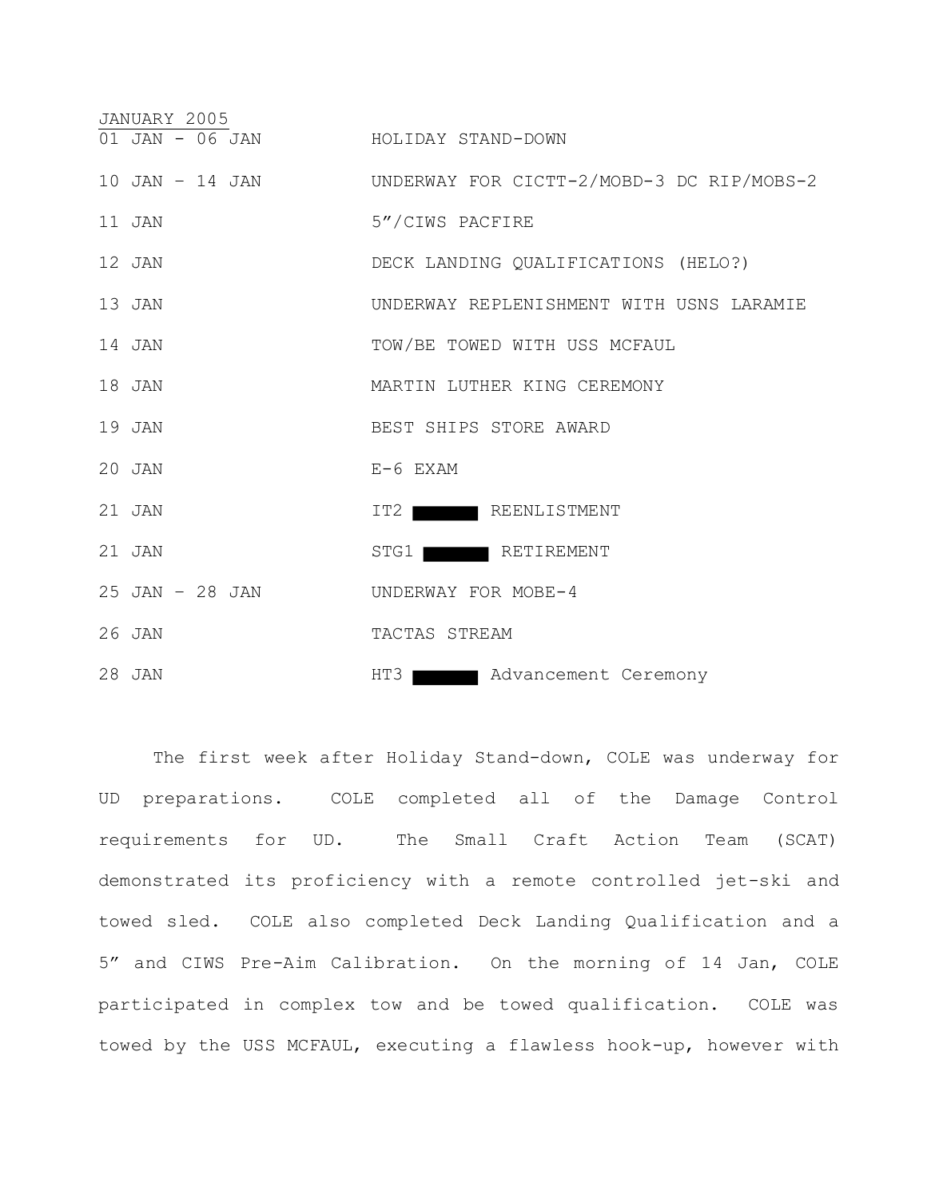<u>JANUARY 2005</u>

| | |
|---|---|
| 01 JAN - 06 JAN | HOLIDAY STAND-DOWN |
| 10 JAN – 14 JAN | UNDERWAY FOR CICTT-2/MOBD-3 DC RIP/MOBS-2 |
| 11 JAN | 5"/CIWS PACFIRE |
| 12 JAN | DECK LANDING QUALIFICATIONS (HELO?) |
| 13 JAN | UNDERWAY REPLENISHMENT WITH USNS LARAMIE |
| 14 JAN | TOW/BE TOWED WITH USS MCFAUL |
| 18 JAN | MARTIN LUTHER KING CEREMONY |
| 19 JAN | BEST SHIPS STORE AWARD |
| 20 JAN | E-6 EXAM |
| 21 JAN | IT2 ██████ REENLISTMENT |
| 21 JAN | STG1 ██████ RETIREMENT |
| 25 JAN – 28 JAN | UNDERWAY FOR MOBE-4 |
| 26 JAN | TACTAS STREAM |
| 28 JAN | HT3 ██████ Advancement Ceremony |

The first week after Holiday Stand-down, COLE was underway for UD preparations. COLE completed all of the Damage Control requirements for UD. The Small Craft Action Team (SCAT) demonstrated its proficiency with a remote controlled jet-ski and towed sled. COLE also completed Deck Landing Qualification and a 5" and CIWS Pre-Aim Calibration. On the morning of 14 Jan, COLE participated in complex tow and be towed qualification. COLE was towed by the USS MCFAUL, executing a flawless hook-up, however with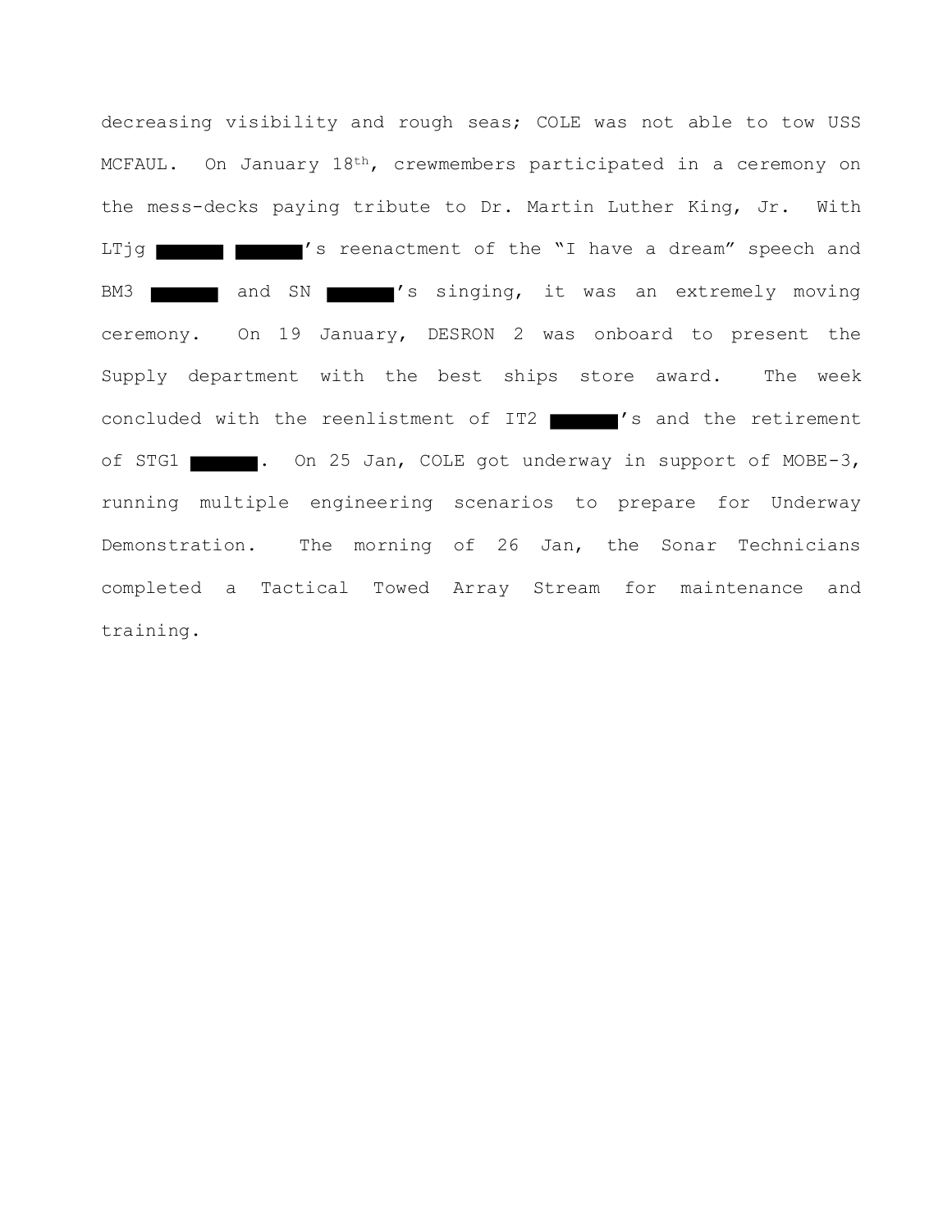decreasing visibility and rough seas; COLE was not able to tow USS MCFAUL. On January 18th, crewmembers participated in a ceremony on the mess-decks paying tribute to Dr. Martin Luther King, Jr. With LTjg ███ ███'s reenactment of the "I have a dream" speech and BM3 ███ and SN ███'s singing, it was an extremely moving ceremony. On 19 January, DESRON 2 was onboard to present the Supply department with the best ships store award. The week concluded with the reenlistment of IT2 ███'s and the retirement of STG1 ███. On 25 Jan, COLE got underway in support of MOBE-3, running multiple engineering scenarios to prepare for Underway Demonstration. The morning of 26 Jan, the Sonar Technicians completed a Tactical Towed Array Stream for maintenance and training.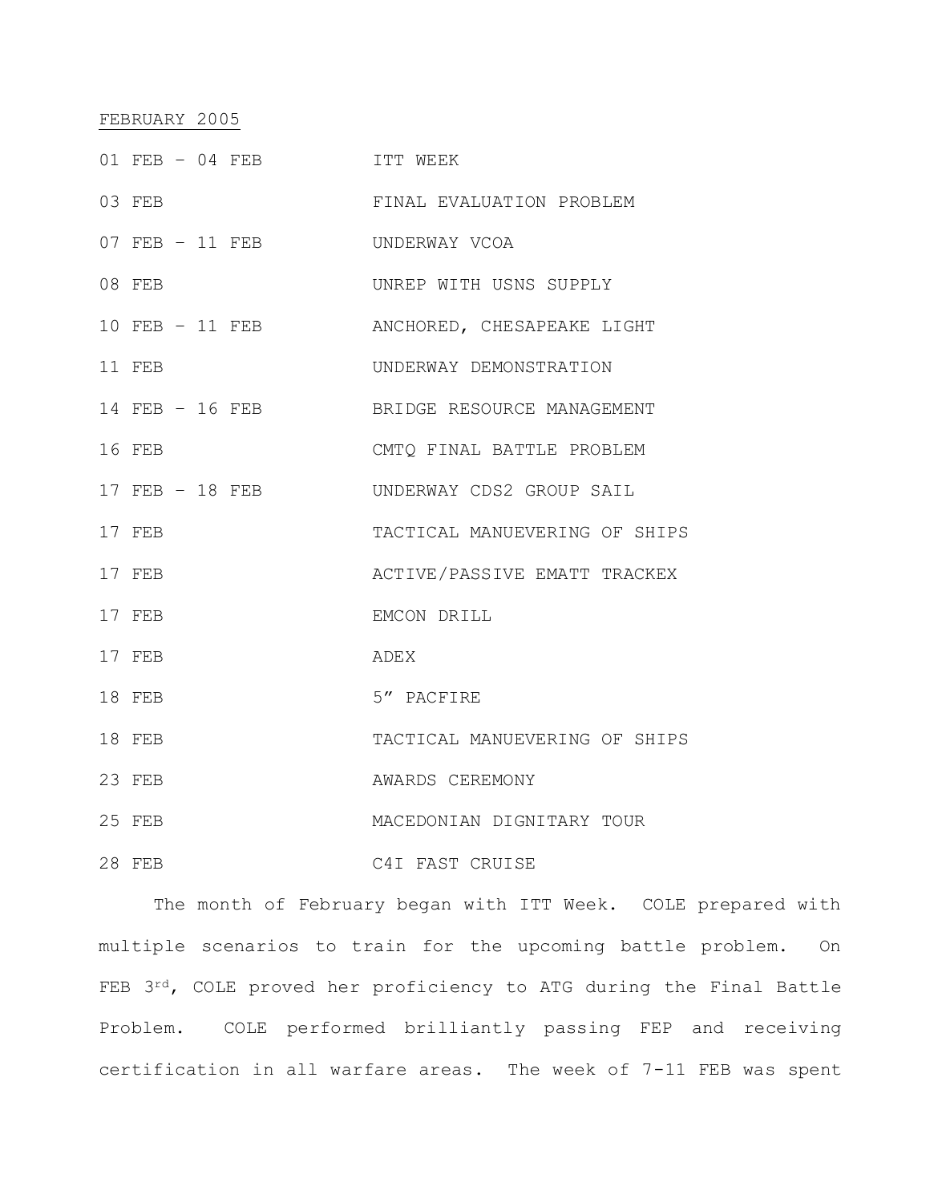FEBRUARY 2005

| | |
|---|---|
| 01 FEB – 04 FEB | ITT WEEK |
| 03 FEB | FINAL EVALUATION PROBLEM |
| 07 FEB – 11 FEB | UNDERWAY VCOA |
| 08 FEB | UNREP WITH USNS SUPPLY |
| 10 FEB – 11 FEB | ANCHORED, CHESAPEAKE LIGHT |
| 11 FEB | UNDERWAY DEMONSTRATION |
| 14 FEB – 16 FEB | BRIDGE RESOURCE MANAGEMENT |
| 16 FEB | CMTQ FINAL BATTLE PROBLEM |
| 17 FEB – 18 FEB | UNDERWAY CDS2 GROUP SAIL |
| 17 FEB | TACTICAL MANUEVERING OF SHIPS |
| 17 FEB | ACTIVE/PASSIVE EMATT TRACKEX |
| 17 FEB | EMCON DRILL |
| 17 FEB | ADEX |
| 18 FEB | 5" PACFIRE |
| 18 FEB | TACTICAL MANUEVERING OF SHIPS |
| 23 FEB | AWARDS CEREMONY |
| 25 FEB | MACEDONIAN DIGNITARY TOUR |
| 28 FEB | C4I FAST CRUISE |

The month of February began with ITT Week. COLE prepared with multiple scenarios to train for the upcoming battle problem. On FEB 3rd, COLE proved her proficiency to ATG during the Final Battle Problem. COLE performed brilliantly passing FEP and receiving certification in all warfare areas. The week of 7-11 FEB was spent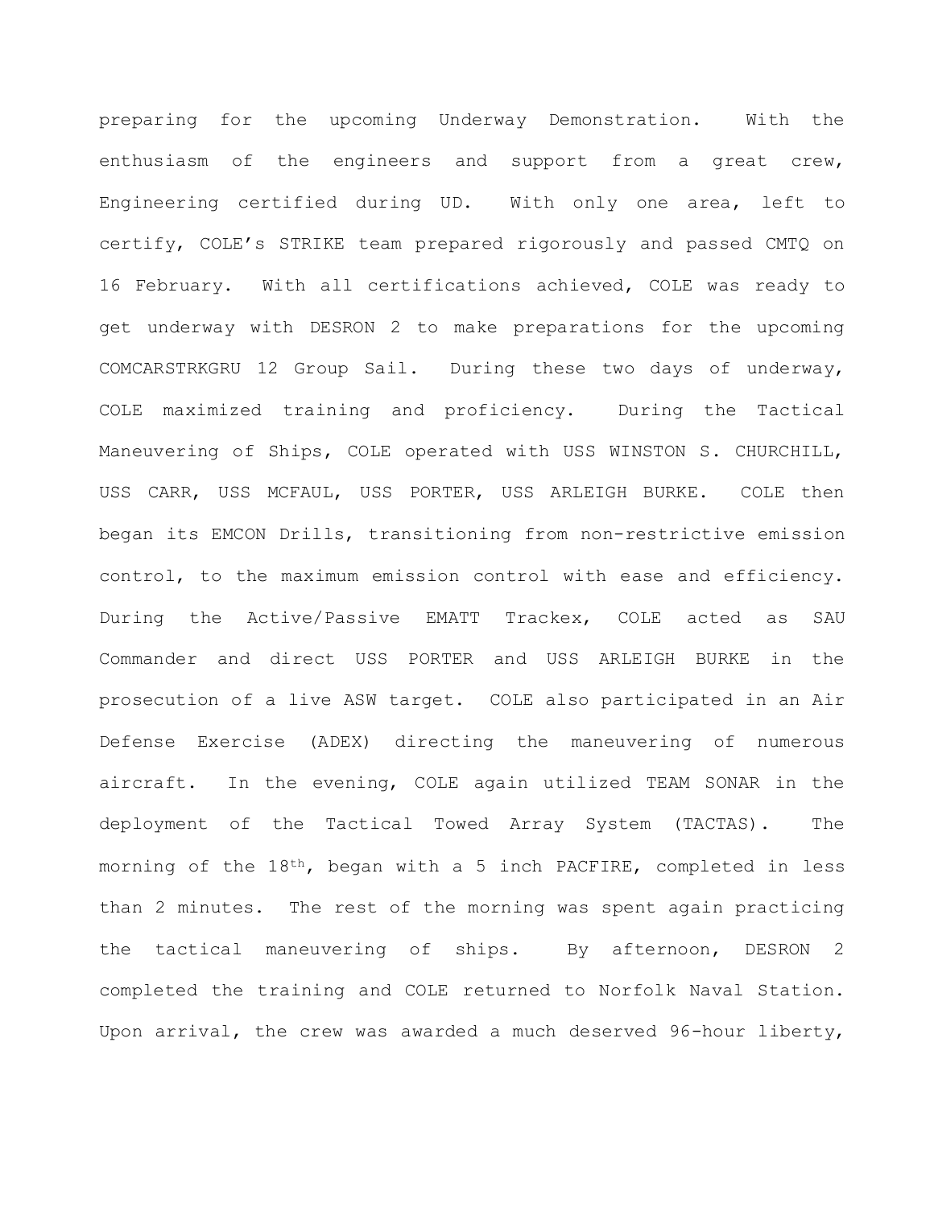preparing for the upcoming Underway Demonstration. With the enthusiasm of the engineers and support from a great crew, Engineering certified during UD. With only one area, left to certify, COLE's STRIKE team prepared rigorously and passed CMTQ on 16 February. With all certifications achieved, COLE was ready to get underway with DESRON 2 to make preparations for the upcoming COMCARSTRKGRU 12 Group Sail. During these two days of underway, COLE maximized training and proficiency. During the Tactical Maneuvering of Ships, COLE operated with USS WINSTON S. CHURCHILL, USS CARR, USS MCFAUL, USS PORTER, USS ARLEIGH BURKE. COLE then began its EMCON Drills, transitioning from non-restrictive emission control, to the maximum emission control with ease and efficiency. During the Active/Passive EMATT Trackex, COLE acted as SAU Commander and direct USS PORTER and USS ARLEIGH BURKE in the prosecution of a live ASW target. COLE also participated in an Air Defense Exercise (ADEX) directing the maneuvering of numerous aircraft. In the evening, COLE again utilized TEAM SONAR in the deployment of the Tactical Towed Array System (TACTAS). The morning of the 18th, began with a 5 inch PACFIRE, completed in less than 2 minutes. The rest of the morning was spent again practicing the tactical maneuvering of ships. By afternoon, DESRON 2 completed the training and COLE returned to Norfolk Naval Station. Upon arrival, the crew was awarded a much deserved 96-hour liberty,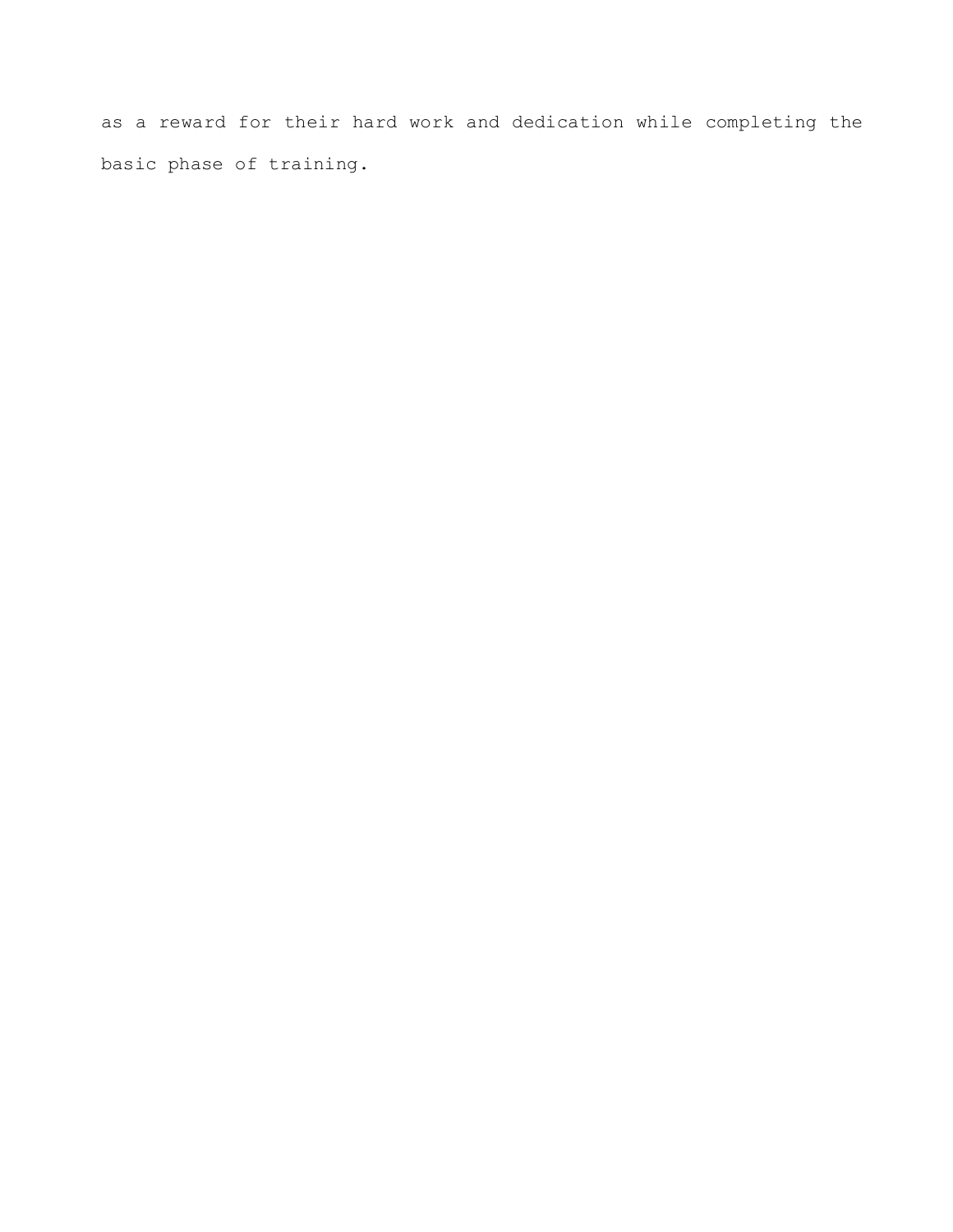as a reward for their hard work and dedication while completing the basic phase of training.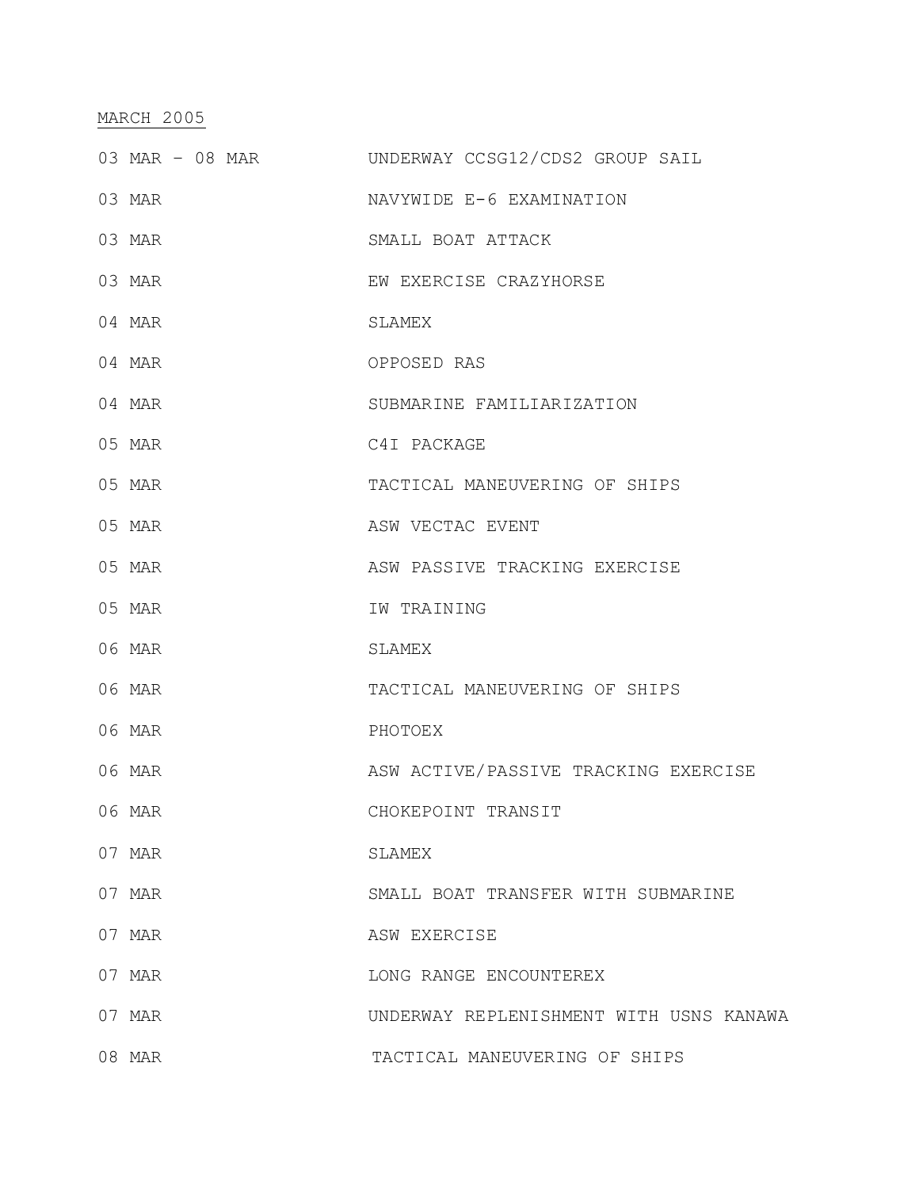MARCH 2005

| | |
|---|---|
| 03 MAR – 08 MAR | UNDERWAY CCSG12/CDS2 GROUP SAIL |
| 03 MAR | NAVYWIDE E-6 EXAMINATION |
| 03 MAR | SMALL BOAT ATTACK |
| 03 MAR | EW EXERCISE CRAZYHORSE |
| 04 MAR | SLAMEX |
| 04 MAR | OPPOSED RAS |
| 04 MAR | SUBMARINE FAMILIARIZATION |
| 05 MAR | C4I PACKAGE |
| 05 MAR | TACTICAL MANEUVERING OF SHIPS |
| 05 MAR | ASW VECTAC EVENT |
| 05 MAR | ASW PASSIVE TRACKING EXERCISE |
| 05 MAR | IW TRAINING |
| 06 MAR | SLAMEX |
| 06 MAR | TACTICAL MANEUVERING OF SHIPS |
| 06 MAR | PHOTOEX |
| 06 MAR | ASW ACTIVE/PASSIVE TRACKING EXERCISE |
| 06 MAR | CHOKEPOINT TRANSIT |
| 07 MAR | SLAMEX |
| 07 MAR | SMALL BOAT TRANSFER WITH SUBMARINE |
| 07 MAR | ASW EXERCISE |
| 07 MAR | LONG RANGE ENCOUNTEREX |
| 07 MAR | UNDERWAY REPLENISHMENT WITH USNS KANAWA |
| 08 MAR | TACTICAL MANEUVERING OF SHIPS |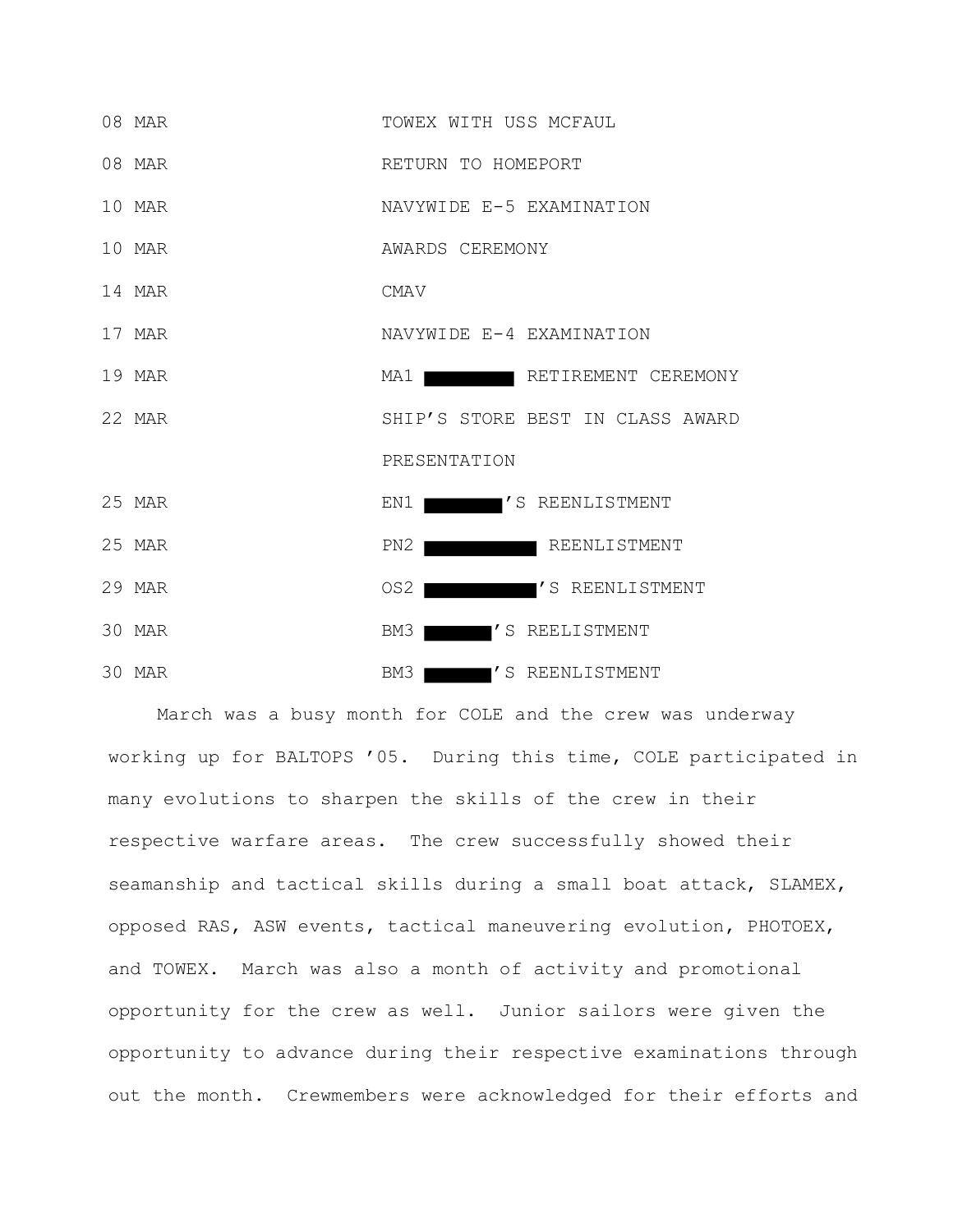| | |
|---|---|
| 08 MAR | TOWEX WITH USS MCFAUL |
| 08 MAR | RETURN TO HOMEPORT |
| 10 MAR | NAVYWIDE E-5 EXAMINATION |
| 10 MAR | AWARDS CEREMONY |
| 14 MAR | CMAV |
| 17 MAR | NAVYWIDE E-4 EXAMINATION |
| 19 MAR | MA1 ████████ RETIREMENT CEREMONY |
| 22 MAR | SHIP'S STORE BEST IN CLASS AWARD PRESENTATION |
| 25 MAR | EN1 ███████'S REENLISTMENT |
| 25 MAR | PN2 ██████████ REENLISTMENT |
| 29 MAR | OS2 ██████████'S REENLISTMENT |
| 30 MAR | BM3 ██████'S REELISTMENT |
| 30 MAR | BM3 ██████'S REENLISTMENT |

March was a busy month for COLE and the crew was underway working up for BALTOPS '05. During this time, COLE participated in many evolutions to sharpen the skills of the crew in their respective warfare areas. The crew successfully showed their seamanship and tactical skills during a small boat attack, SLAMEX, opposed RAS, ASW events, tactical maneuvering evolution, PHOTOEX, and TOWEX. March was also a month of activity and promotional opportunity for the crew as well. Junior sailors were given the opportunity to advance during their respective examinations through out the month. Crewmembers were acknowledged for their efforts and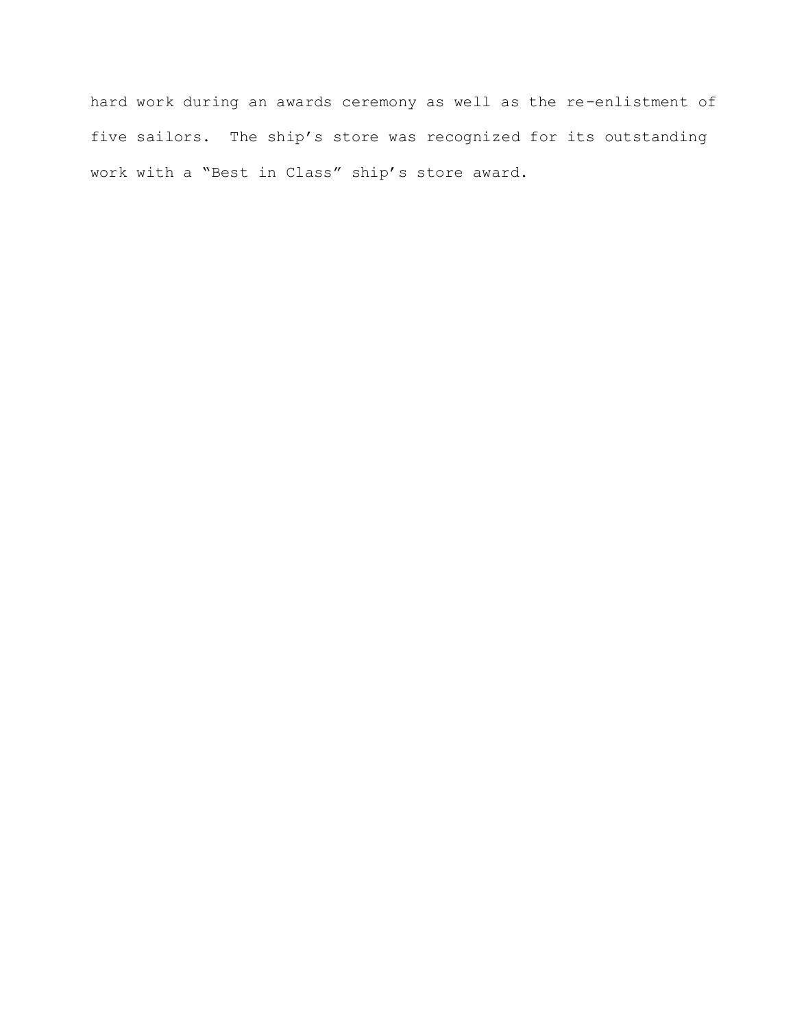hard work during an awards ceremony as well as the re-enlistment of five sailors. The ship’s store was recognized for its outstanding work with a “Best in Class” ship’s store award.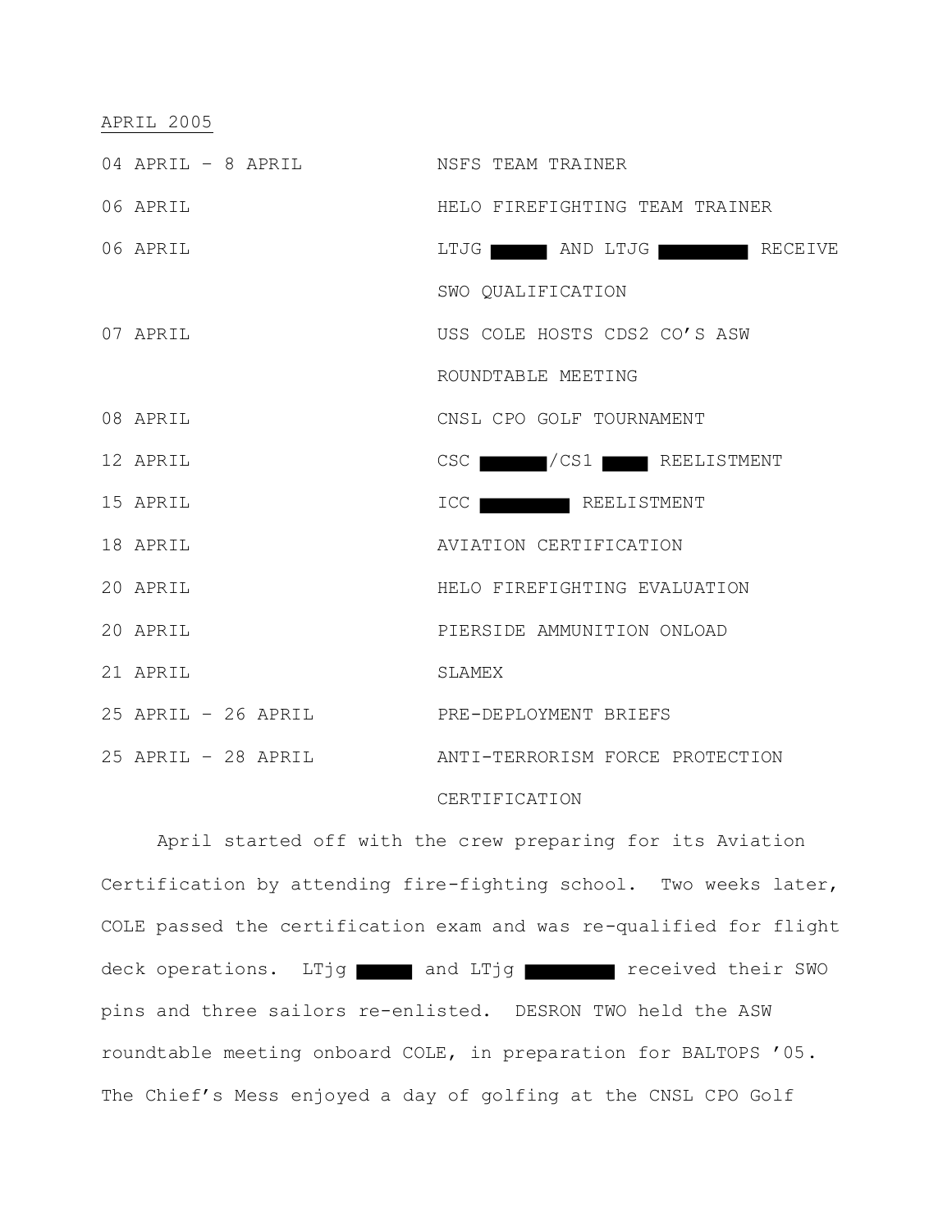<u>APRIL 2005</u>

| | |
|---|---|
| 04 APRIL – 8 APRIL | NSFS TEAM TRAINER |
| 06 APRIL | HELO FIREFIGHTING TEAM TRAINER |
| 06 APRIL | LTJG ████ AND LTJG ██████ RECEIVE SWO QUALIFICATION |
| 07 APRIL | USS COLE HOSTS CDS2 CO'S ASW ROUNDTABLE MEETING |
| 08 APRIL | CNSL CPO GOLF TOURNAMENT |
| 12 APRIL | CSC ████/CS1 ███ REELISTMENT |
| 15 APRIL | ICC ██████ REELISTMENT |
| 18 APRIL | AVIATION CERTIFICATION |
| 20 APRIL | HELO FIREFIGHTING EVALUATION |
| 20 APRIL | PIERSIDE AMMUNITION ONLOAD |
| 21 APRIL | SLAMEX |
| 25 APRIL – 26 APRIL | PRE-DEPLOYMENT BRIEFS |
| 25 APRIL – 28 APRIL | ANTI-TERRORISM FORCE PROTECTION CERTIFICATION |

April started off with the crew preparing for its Aviation Certification by attending fire-fighting school. Two weeks later, COLE passed the certification exam and was re-qualified for flight deck operations. LTjg ████ and LTjg ██████ received their SWO pins and three sailors re-enlisted. DESRON TWO held the ASW roundtable meeting onboard COLE, in preparation for BALTOPS '05. The Chief's Mess enjoyed a day of golfing at the CNSL CPO Golf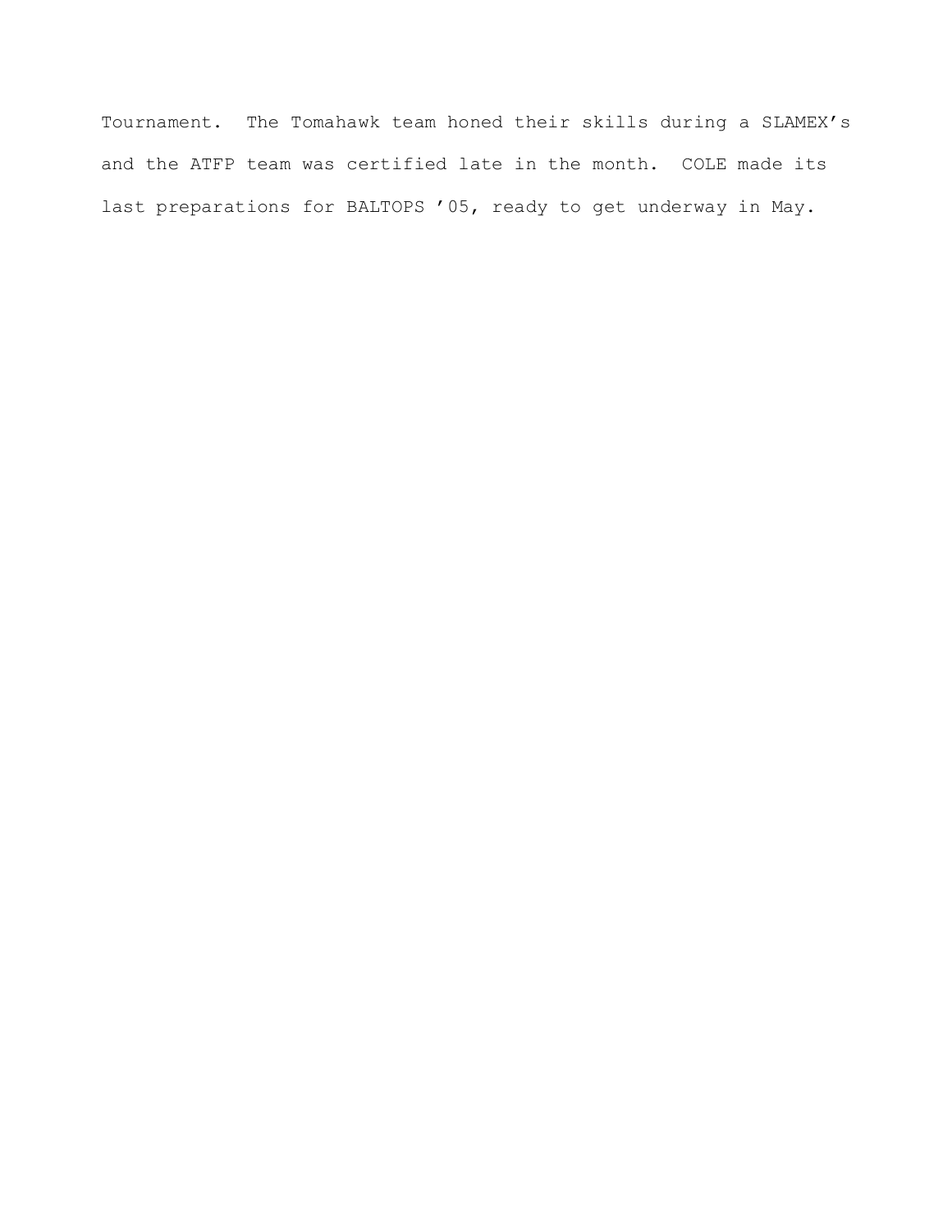Tournament. The Tomahawk team honed their skills during a SLAMEX's and the ATFP team was certified late in the month. COLE made its last preparations for BALTOPS '05, ready to get underway in May.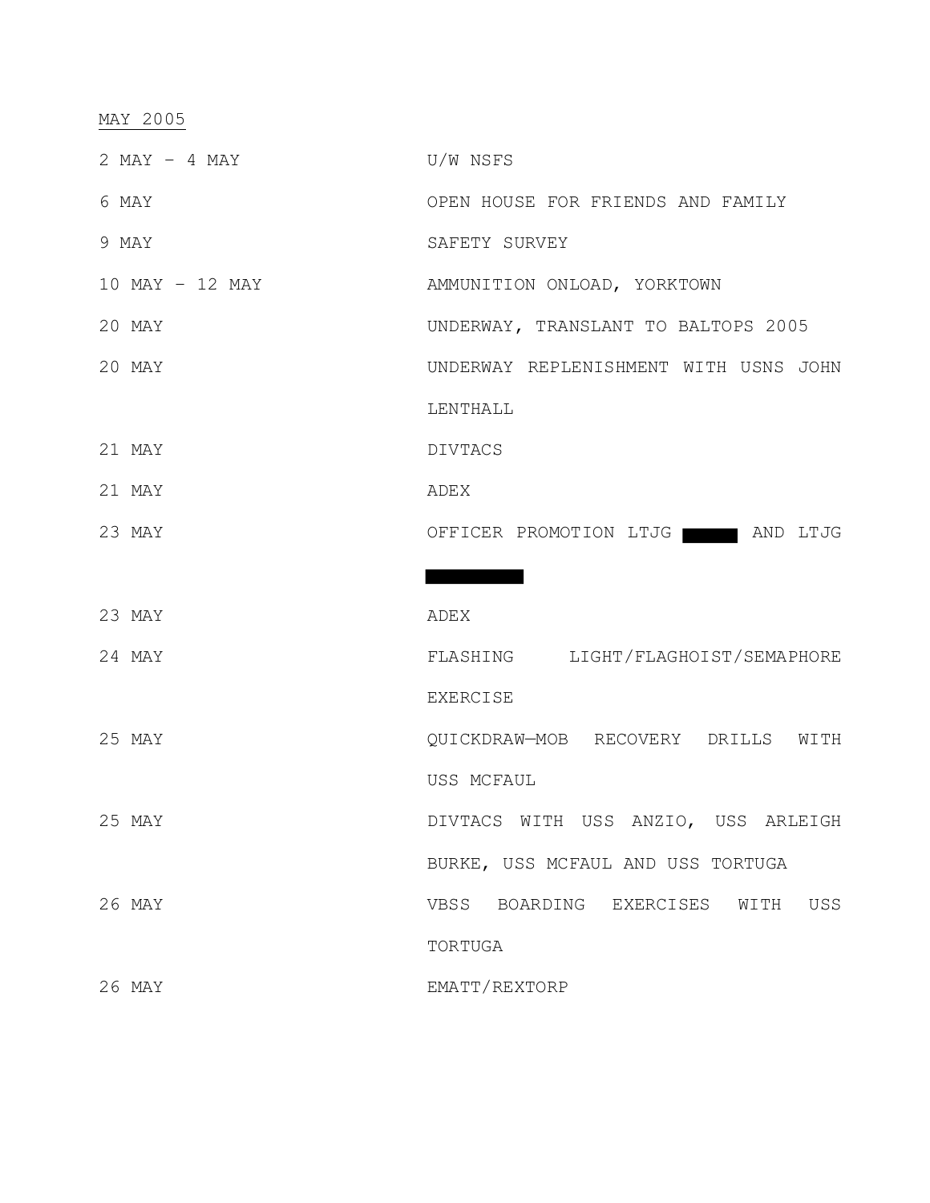<u>MAY 2005</u>

| | |
|---|---|
| 2 MAY – 4 MAY | U/W NSFS |
| 6 MAY | OPEN HOUSE FOR FRIENDS AND FAMILY |
| 9 MAY | SAFETY SURVEY |
| 10 MAY – 12 MAY | AMMUNITION ONLOAD, YORKTOWN |
| 20 MAY | UNDERWAY, TRANSLANT TO BALTOPS 2005 |
| 20 MAY | UNDERWAY REPLENISHMENT WITH USNS JOHN LENTHALL |
| 21 MAY | DIVTACS |
| 21 MAY | ADEX |
| 23 MAY | OFFICER PROMOTION LTJG ██████ AND LTJG ██████████ |
| 23 MAY | ADEX |
| 24 MAY | FLASHING LIGHT/FLAGHOIST/SEMAPHORE EXERCISE |
| 25 MAY | QUICKDRAW—MOB RECOVERY DRILLS WITH USS MCFAUL |
| 25 MAY | DIVTACS WITH USS ANZIO, USS ARLEIGH BURKE, USS MCFAUL AND USS TORTUGA |
| 26 MAY | VBSS BOARDING EXERCISES WITH USS TORTUGA |
| 26 MAY | EMATT/REXTORP |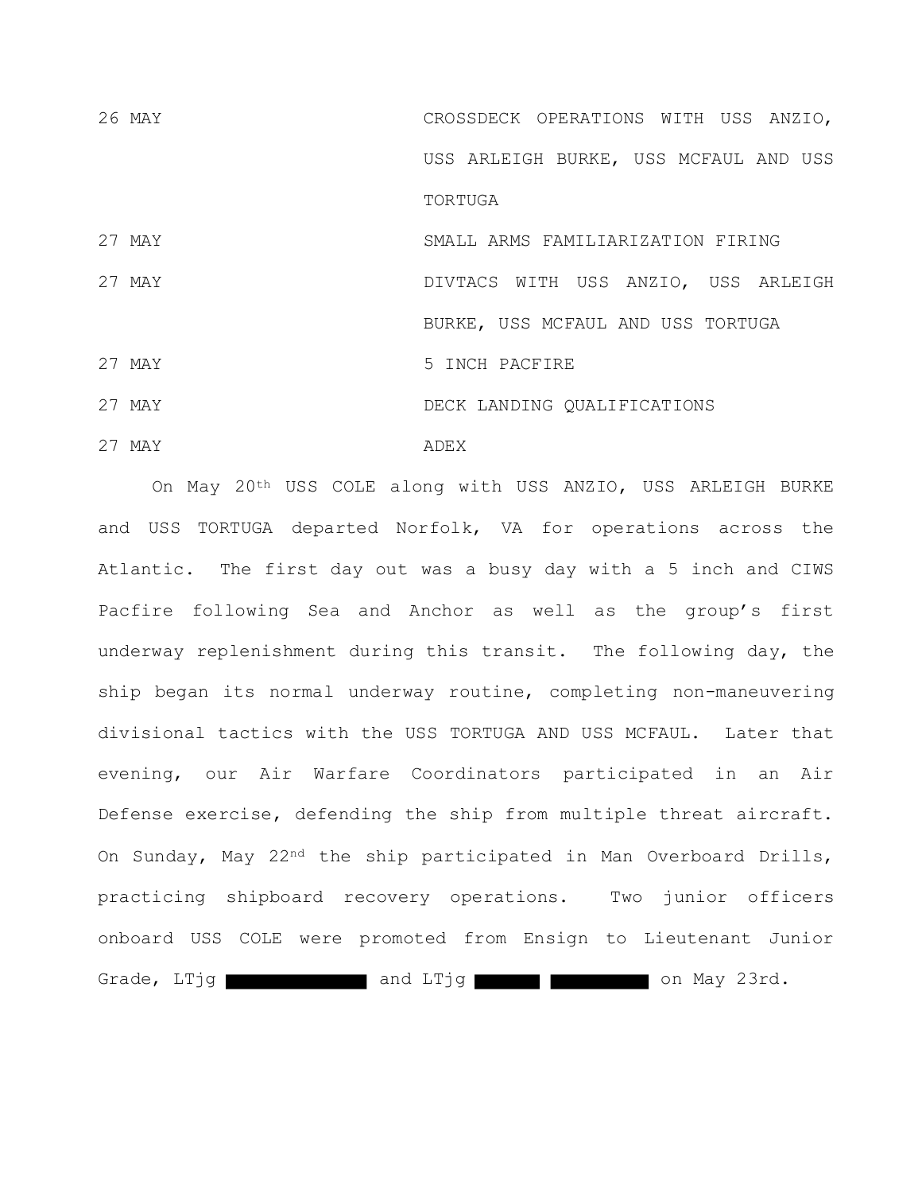| | |
|---|---|
| 26 MAY | CROSSDECK OPERATIONS WITH USS ANZIO, USS ARLEIGH BURKE, USS MCFAUL AND USS TORTUGA |
| 27 MAY | SMALL ARMS FAMILIARIZATION FIRING |
| 27 MAY | DIVTACS WITH USS ANZIO, USS ARLEIGH BURKE, USS MCFAUL AND USS TORTUGA |
| 27 MAY | 5 INCH PACFIRE |
| 27 MAY | DECK LANDING QUALIFICATIONS |
| 27 MAY | ADEX |

On May 20th USS COLE along with USS ANZIO, USS ARLEIGH BURKE and USS TORTUGA departed Norfolk, VA for operations across the Atlantic. The first day out was a busy day with a 5 inch and CIWS Pacfire following Sea and Anchor as well as the group's first underway replenishment during this transit. The following day, the ship began its normal underway routine, completing non-maneuvering divisional tactics with the USS TORTUGA AND USS MCFAUL. Later that evening, our Air Warfare Coordinators participated in an Air Defense exercise, defending the ship from multiple threat aircraft. On Sunday, May 22nd the ship participated in Man Overboard Drills, practicing shipboard recovery operations. Two junior officers onboard USS COLE were promoted from Ensign to Lieutenant Junior Grade, LTjg ████████ and LTjg ████ ██████ on May 23rd.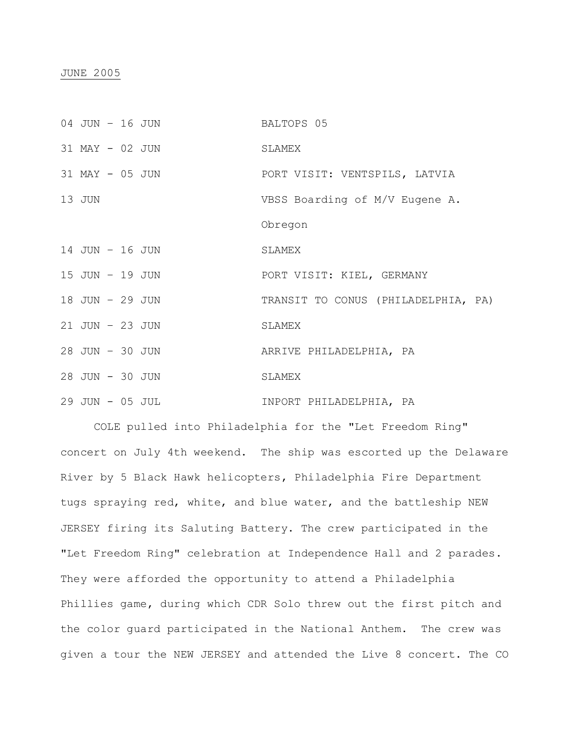JUNE 2005

| | |
|---|---|
| 04 JUN – 16 JUN | BALTOPS 05 |
| 31 MAY - 02 JUN | SLAMEX |
| 31 MAY - 05 JUN | PORT VISIT: VENTSPILS, LATVIA |
| 13 JUN | VBSS Boarding of M/V Eugene A. Obregon |
| 14 JUN – 16 JUN | SLAMEX |
| 15 JUN – 19 JUN | PORT VISIT: KIEL, GERMANY |
| 18 JUN – 29 JUN | TRANSIT TO CONUS (PHILADELPHIA, PA) |
| 21 JUN – 23 JUN | SLAMEX |
| 28 JUN – 30 JUN | ARRIVE PHILADELPHIA, PA |
| 28 JUN - 30 JUN | SLAMEX |
| 29 JUN - 05 JUL | INPORT PHILADELPHIA, PA |

COLE pulled into Philadelphia for the "Let Freedom Ring" concert on July 4th weekend. The ship was escorted up the Delaware River by 5 Black Hawk helicopters, Philadelphia Fire Department tugs spraying red, white, and blue water, and the battleship NEW JERSEY firing its Saluting Battery. The crew participated in the "Let Freedom Ring" celebration at Independence Hall and 2 parades. They were afforded the opportunity to attend a Philadelphia Phillies game, during which CDR Solo threw out the first pitch and the color guard participated in the National Anthem. The crew was given a tour the NEW JERSEY and attended the Live 8 concert. The CO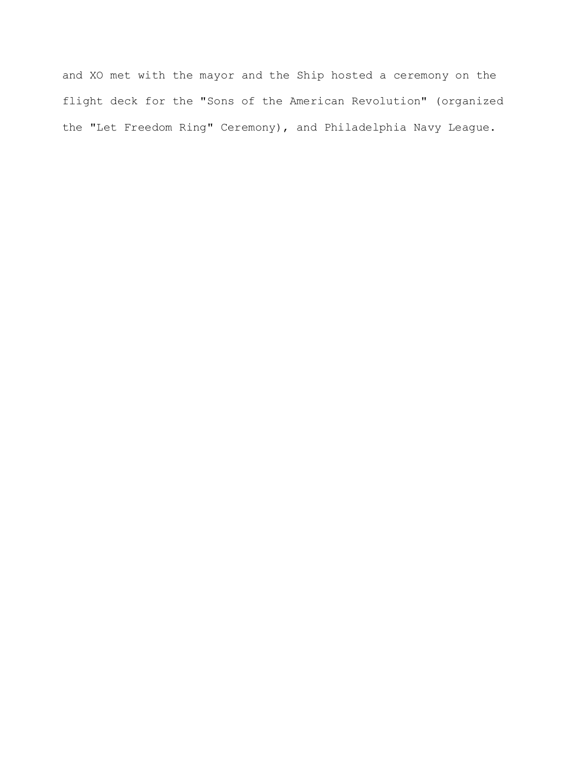and XO met with the mayor and the Ship hosted a ceremony on the flight deck for the "Sons of the American Revolution" (organized the "Let Freedom Ring" Ceremony), and Philadelphia Navy League.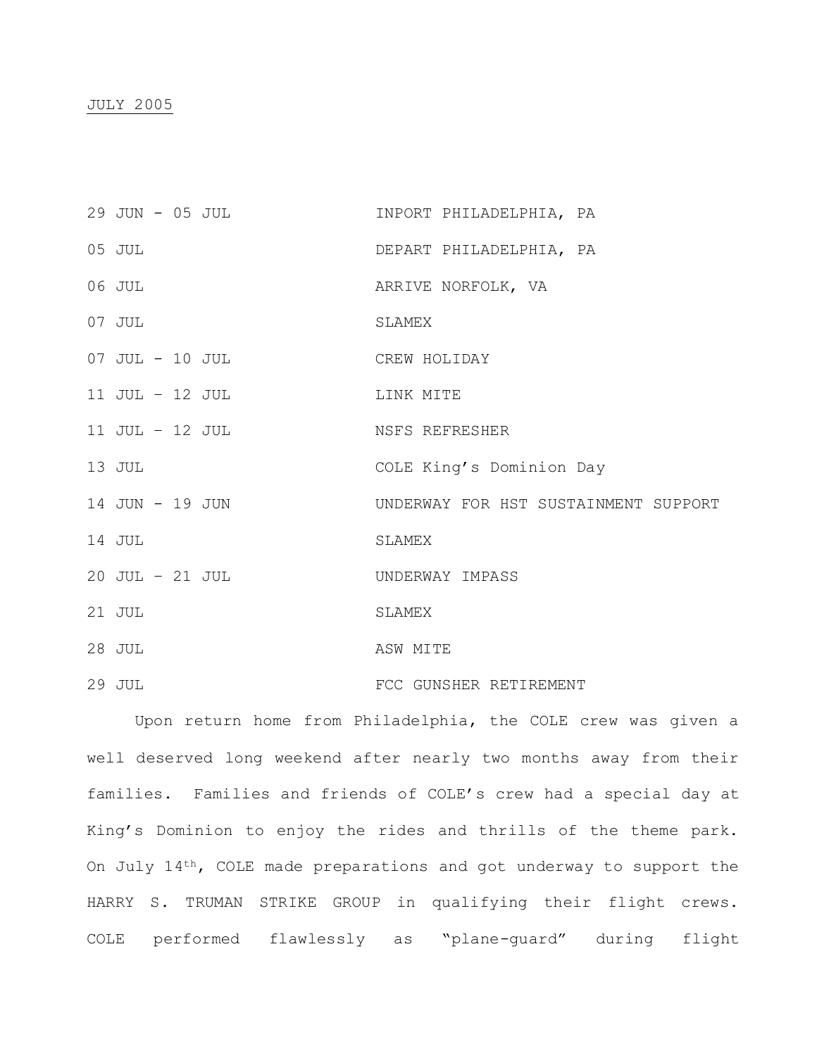JULY 2005

| | |
|---|---|
| 29 JUN - 05 JUL | INPORT PHILADELPHIA, PA |
| 05 JUL | DEPART PHILADELPHIA, PA |
| 06 JUL | ARRIVE NORFOLK, VA |
| 07 JUL | SLAMEX |
| 07 JUL - 10 JUL | CREW HOLIDAY |
| 11 JUL – 12 JUL | LINK MITE |
| 11 JUL – 12 JUL | NSFS REFRESHER |
| 13 JUL | COLE King's Dominion Day |
| 14 JUN - 19 JUN | UNDERWAY FOR HST SUSTAINMENT SUPPORT |
| 14 JUL | SLAMEX |
| 20 JUL – 21 JUL | UNDERWAY IMPASS |
| 21 JUL | SLAMEX |
| 28 JUL | ASW MITE |
| 29 JUL | FCC GUNSHER RETIREMENT |

Upon return home from Philadelphia, the COLE crew was given a well deserved long weekend after nearly two months away from their families. Families and friends of COLE's crew had a special day at King's Dominion to enjoy the rides and thrills of the theme park. On July 14th, COLE made preparations and got underway to support the HARRY S. TRUMAN STRIKE GROUP in qualifying their flight crews. COLE performed flawlessly as "plane-guard" during flight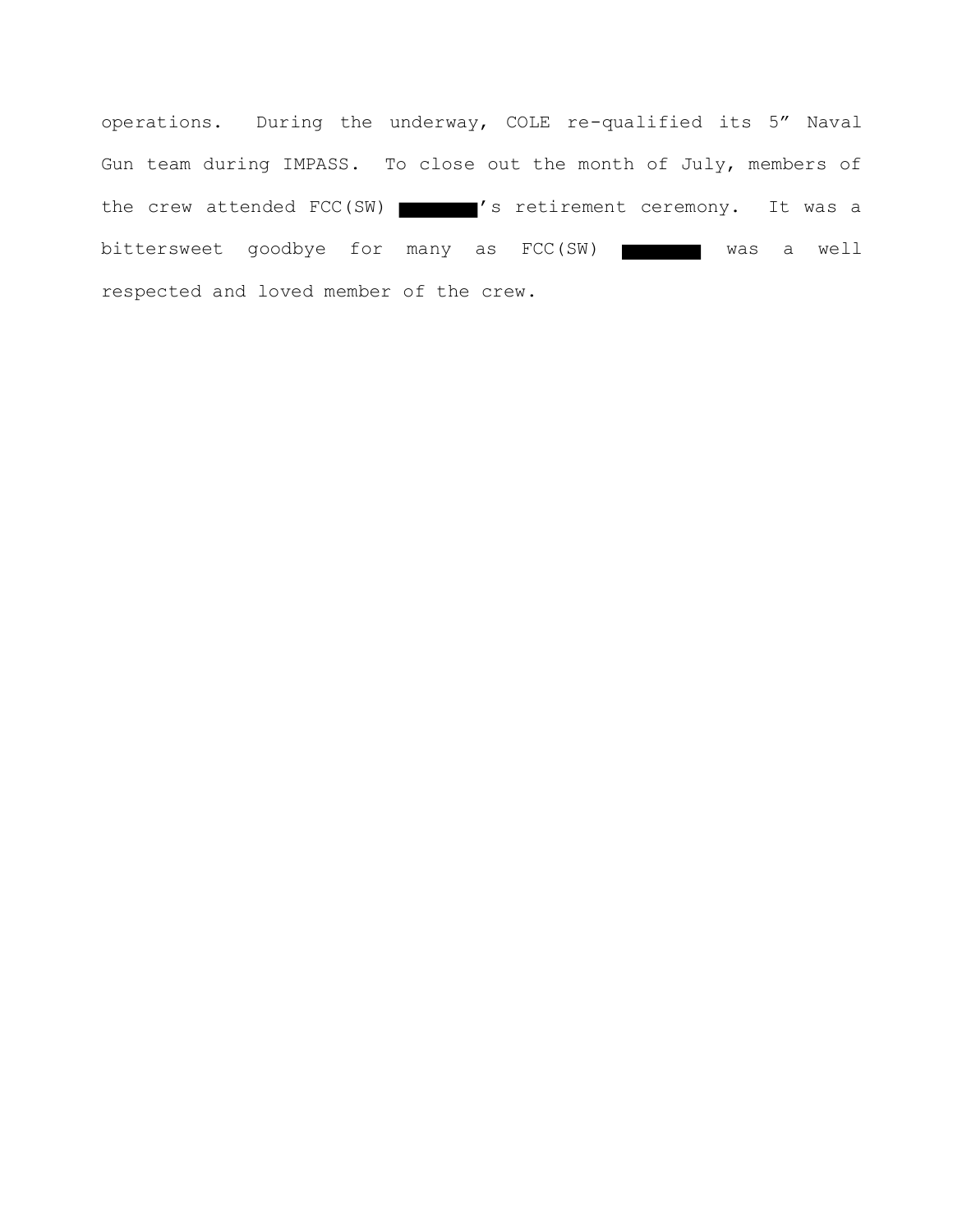operations. During the underway, COLE re-qualified its 5" Naval Gun team during IMPASS. To close out the month of July, members of the crew attended FCC(SW) ████████'s retirement ceremony. It was a bittersweet goodbye for many as FCC(SW) ████████ was a well respected and loved member of the crew.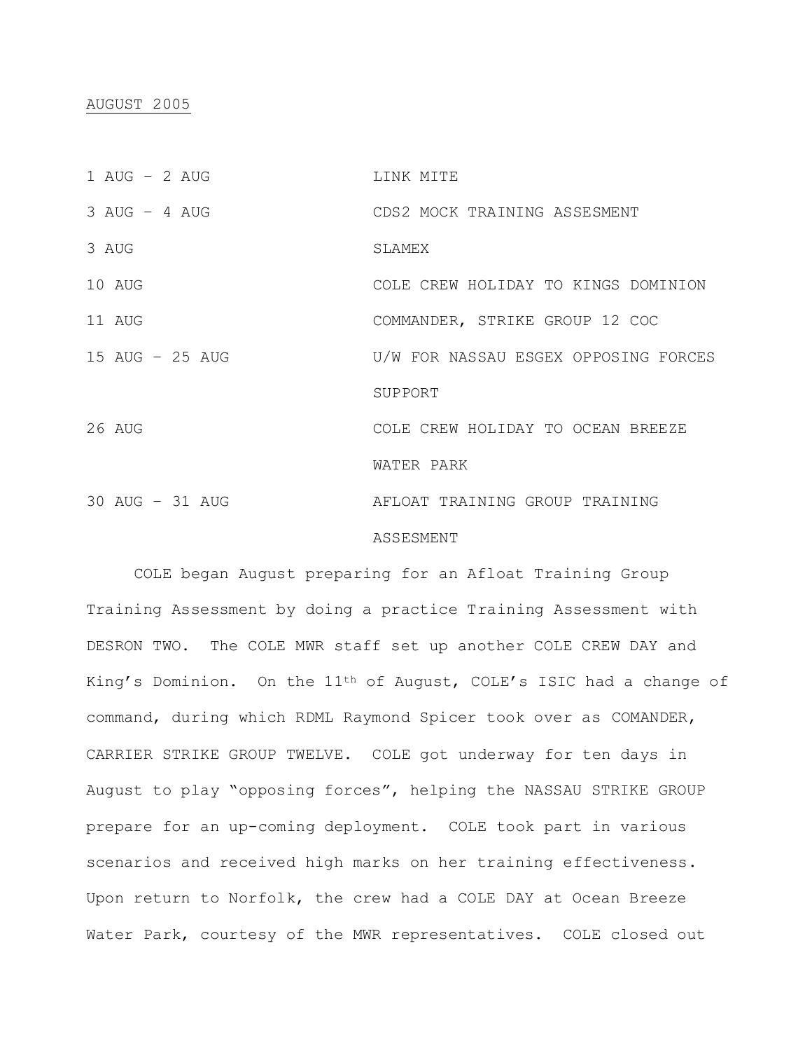<u>AUGUST 2005</u>

| | |
|---|---|
| 1 AUG – 2 AUG | LINK MITE |
| 3 AUG – 4 AUG | CDS2 MOCK TRAINING ASSESMENT |
| 3 AUG | SLAMEX |
| 10 AUG | COLE CREW HOLIDAY TO KINGS DOMINION |
| 11 AUG | COMMANDER, STRIKE GROUP 12 COC |
| 15 AUG – 25 AUG | U/W FOR NASSAU ESGEX OPPOSING FORCES SUPPORT |
| 26 AUG | COLE CREW HOLIDAY TO OCEAN BREEZE WATER PARK |
| 30 AUG – 31 AUG | AFLOAT TRAINING GROUP TRAINING ASSESMENT |

COLE began August preparing for an Afloat Training Group Training Assessment by doing a practice Training Assessment with DESRON TWO. The COLE MWR staff set up another COLE CREW DAY and King's Dominion. On the 11th of August, COLE's ISIC had a change of command, during which RDML Raymond Spicer took over as COMANDER, CARRIER STRIKE GROUP TWELVE. COLE got underway for ten days in August to play "opposing forces", helping the NASSAU STRIKE GROUP prepare for an up-coming deployment. COLE took part in various scenarios and received high marks on her training effectiveness. Upon return to Norfolk, the crew had a COLE DAY at Ocean Breeze Water Park, courtesy of the MWR representatives. COLE closed out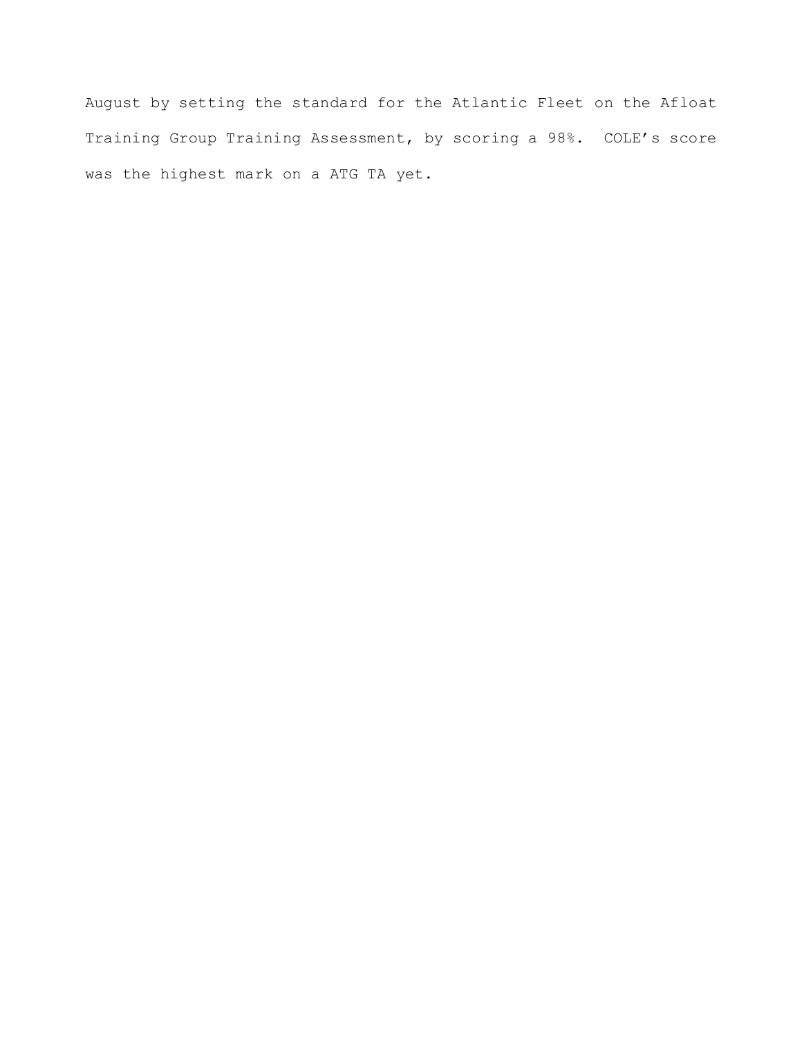August by setting the standard for the Atlantic Fleet on the Afloat Training Group Training Assessment, by scoring a 98%.  COLE's score was the highest mark on a ATG TA yet.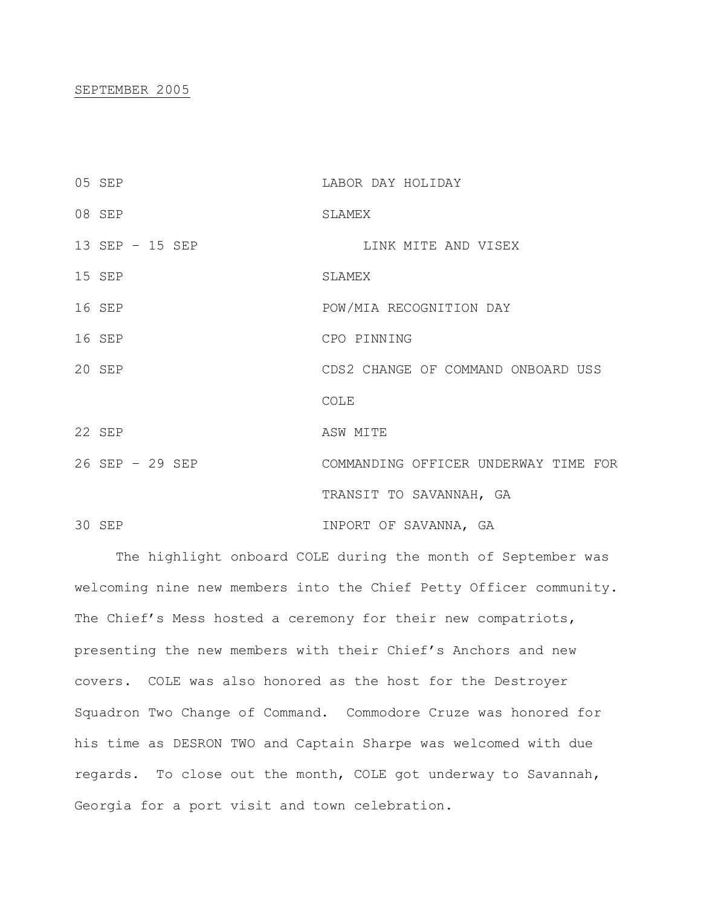SEPTEMBER 2005

| | |
|---|---|
| 05 SEP | LABOR DAY HOLIDAY |
| 08 SEP | SLAMEX |
| 13 SEP – 15 SEP | LINK MITE AND VISEX |
| 15 SEP | SLAMEX |
| 16 SEP | POW/MIA RECOGNITION DAY |
| 16 SEP | CPO PINNING |
| 20 SEP | CDS2 CHANGE OF COMMAND ONBOARD USS COLE |
| 22 SEP | ASW MITE |
| 26 SEP – 29 SEP | COMMANDING OFFICER UNDERWAY TIME FOR TRANSIT TO SAVANNAH, GA |
| 30 SEP | INPORT OF SAVANNA, GA |

The highlight onboard COLE during the month of September was welcoming nine new members into the Chief Petty Officer community. The Chief's Mess hosted a ceremony for their new compatriots, presenting the new members with their Chief's Anchors and new covers. COLE was also honored as the host for the Destroyer Squadron Two Change of Command. Commodore Cruze was honored for his time as DESRON TWO and Captain Sharpe was welcomed with due regards. To close out the month, COLE got underway to Savannah, Georgia for a port visit and town celebration.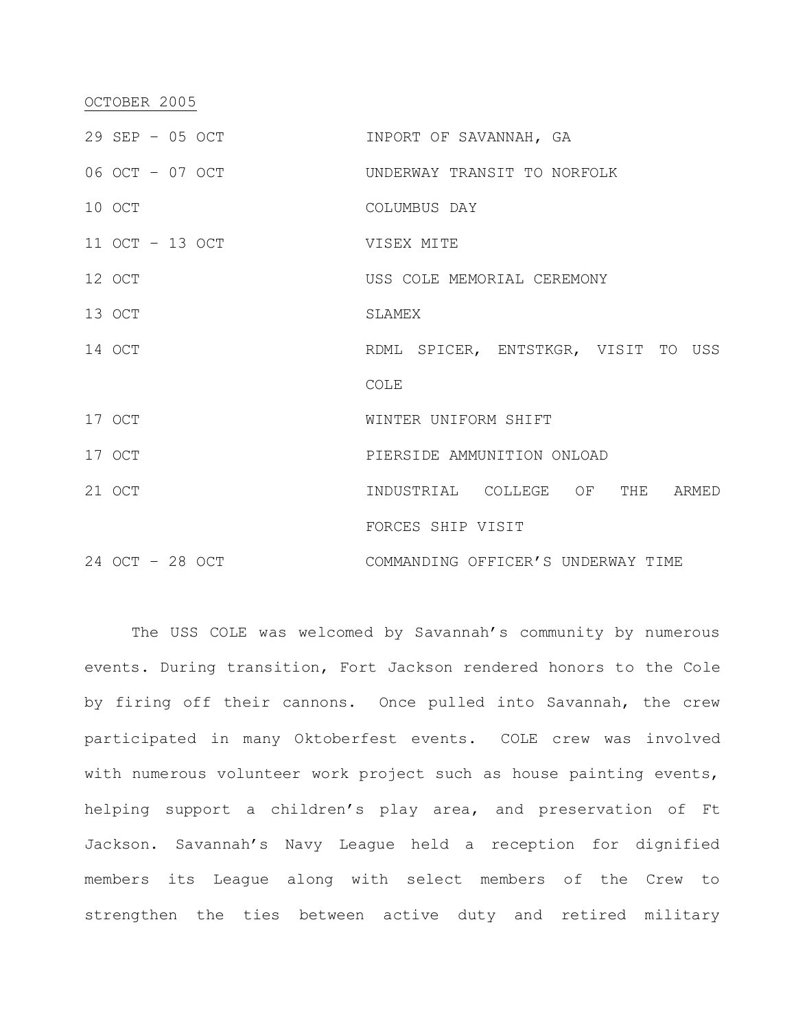<u>OCTOBER 2005</u>

| | |
|---|---|
| 29 SEP – 05 OCT | INPORT OF SAVANNAH, GA |
| 06 OCT – 07 OCT | UNDERWAY TRANSIT TO NORFOLK |
| 10 OCT | COLUMBUS DAY |
| 11 OCT – 13 OCT | VISEX MITE |
| 12 OCT | USS COLE MEMORIAL CEREMONY |
| 13 OCT | SLAMEX |
| 14 OCT | RDML SPICER, ENTSTKGR, VISIT TO USS COLE |
| 17 OCT | WINTER UNIFORM SHIFT |
| 17 OCT | PIERSIDE AMMUNITION ONLOAD |
| 21 OCT | INDUSTRIAL COLLEGE OF THE ARMED FORCES SHIP VISIT |
| 24 OCT – 28 OCT | COMMANDING OFFICER'S UNDERWAY TIME |

The USS COLE was welcomed by Savannah's community by numerous events. During transition, Fort Jackson rendered honors to the Cole by firing off their cannons. Once pulled into Savannah, the crew participated in many Oktoberfest events. COLE crew was involved with numerous volunteer work project such as house painting events, helping support a children's play area, and preservation of Ft Jackson. Savannah's Navy League held a reception for dignified members its League along with select members of the Crew to strengthen the ties between active duty and retired military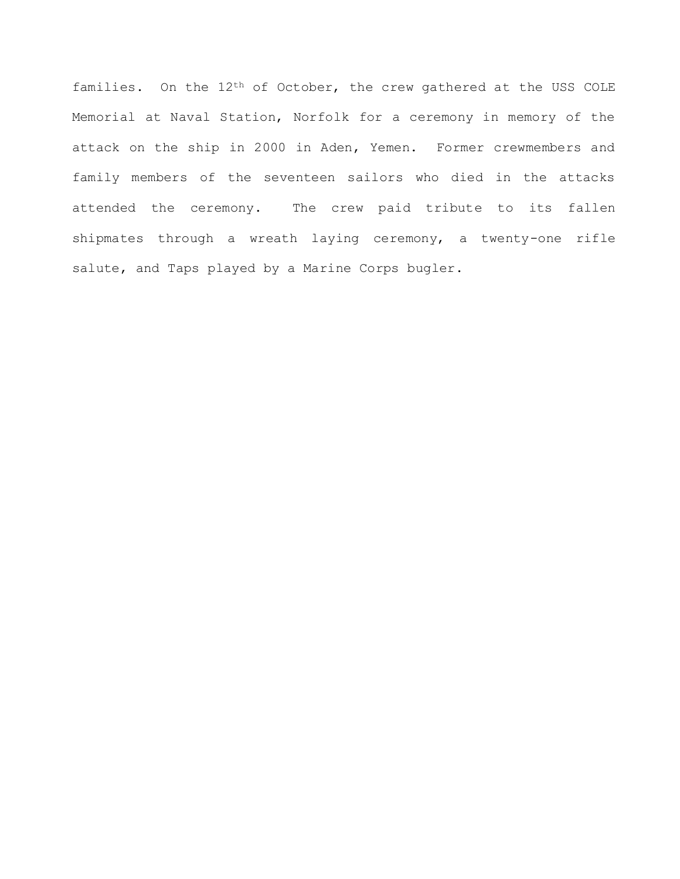families.  On the 12th of October, the crew gathered at the USS COLE Memorial at Naval Station, Norfolk for a ceremony in memory of the attack on the ship in 2000 in Aden, Yemen.  Former crewmembers and family members of the seventeen sailors who died in the attacks attended the ceremony.  The crew paid tribute to its fallen shipmates through a wreath laying ceremony, a twenty-one rifle salute, and Taps played by a Marine Corps bugler.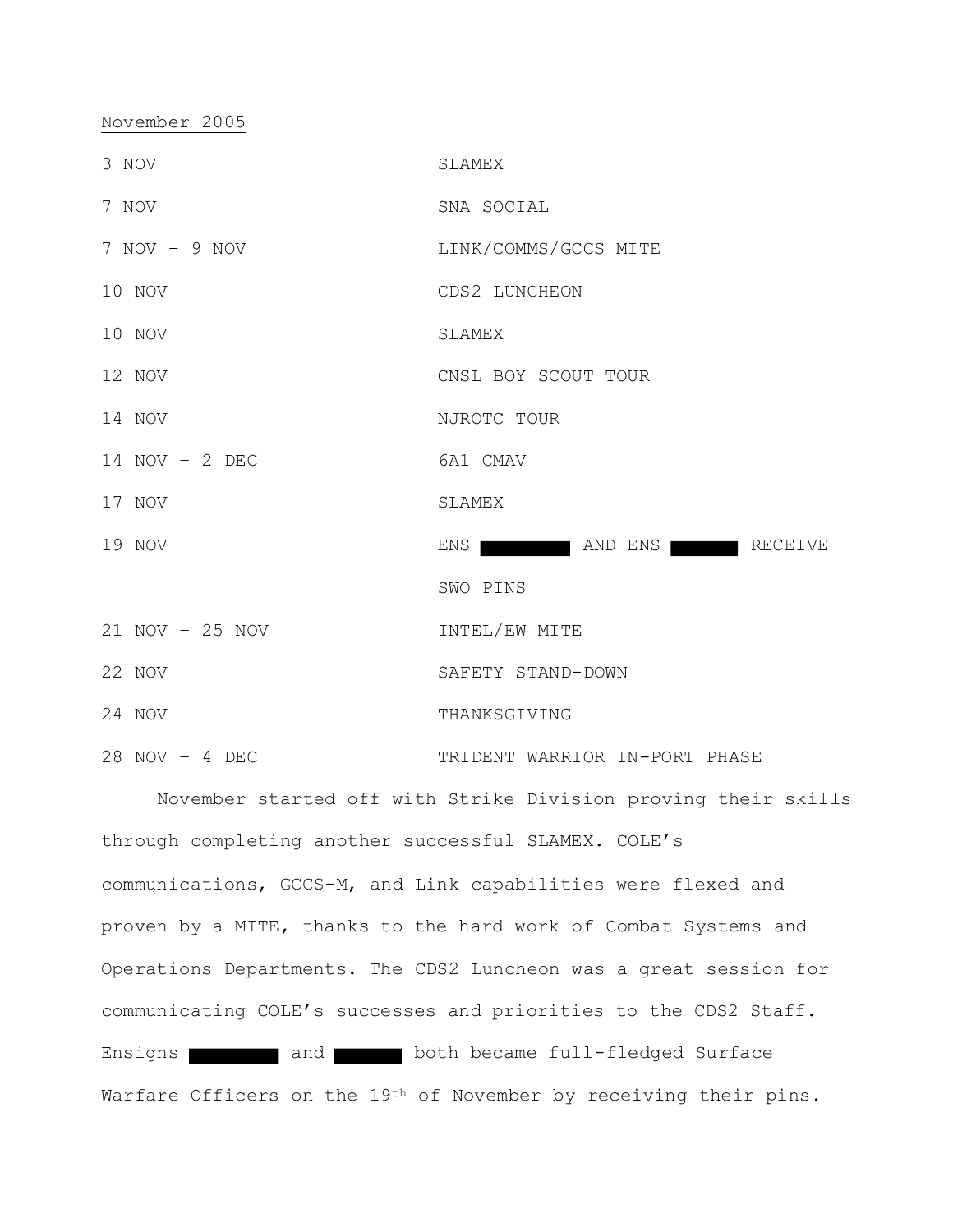November 2005

| | |
|---|---|
| 3 NOV | SLAMEX |
| 7 NOV | SNA SOCIAL |
| 7 NOV – 9 NOV | LINK/COMMS/GCCS MITE |
| 10 NOV | CDS2 LUNCHEON |
| 10 NOV | SLAMEX |
| 12 NOV | CNSL BOY SCOUT TOUR |
| 14 NOV | NJROTC TOUR |
| 14 NOV – 2 DEC | 6A1 CMAV |
| 17 NOV | SLAMEX |
| 19 NOV | ENS ███ AND ENS ███ RECEIVE SWO PINS |
| 21 NOV – 25 NOV | INTEL/EW MITE |
| 22 NOV | SAFETY STAND-DOWN |
| 24 NOV | THANKSGIVING |
| 28 NOV – 4 DEC | TRIDENT WARRIOR IN-PORT PHASE |

November started off with Strike Division proving their skills through completing another successful SLAMEX. COLE's communications, GCCS-M, and Link capabilities were flexed and proven by a MITE, thanks to the hard work of Combat Systems and Operations Departments. The CDS2 Luncheon was a great session for communicating COLE's successes and priorities to the CDS2 Staff. Ensigns ███ and ███ both became full-fledged Surface Warfare Officers on the 19th of November by receiving their pins.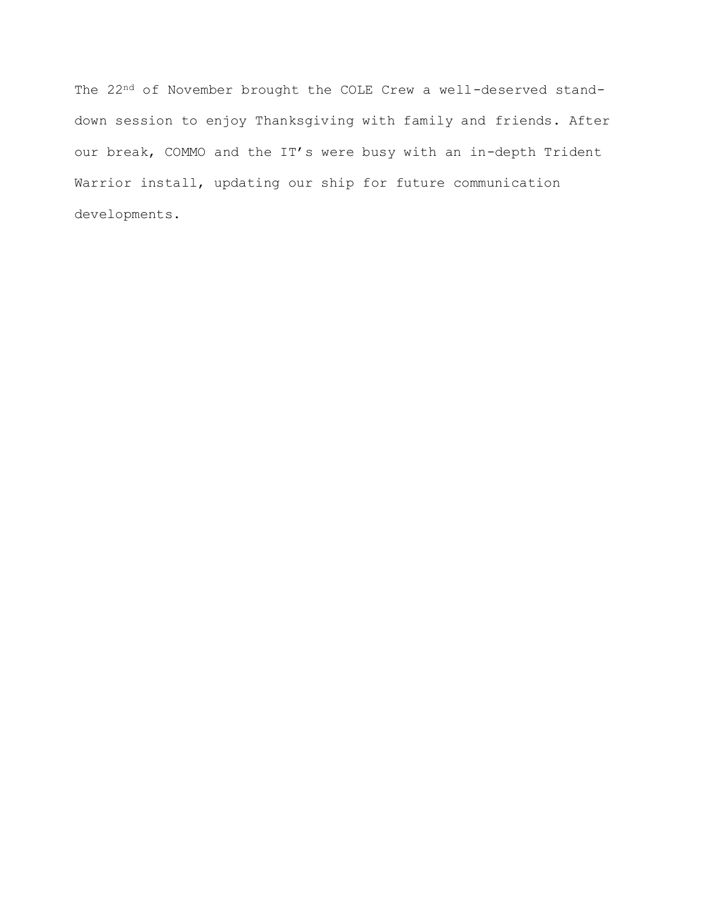The 22nd of November brought the COLE Crew a well-deserved stand-down session to enjoy Thanksgiving with family and friends. After our break, COMMO and the IT's were busy with an in-depth Trident Warrior install, updating our ship for future communication developments.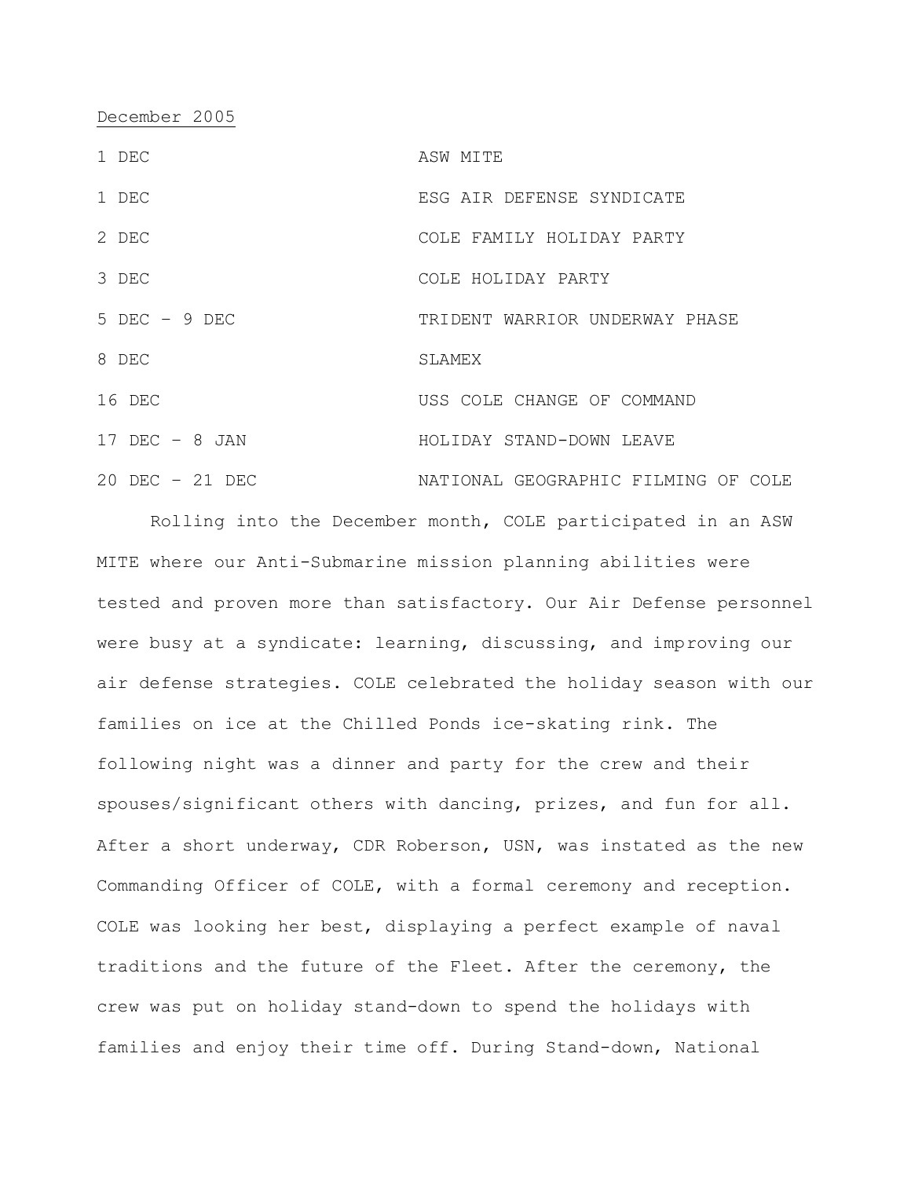December 2005

| | |
|---|---|
| 1 DEC | ASW MITE |
| 1 DEC | ESG AIR DEFENSE SYNDICATE |
| 2 DEC | COLE FAMILY HOLIDAY PARTY |
| 3 DEC | COLE HOLIDAY PARTY |
| 5 DEC – 9 DEC | TRIDENT WARRIOR UNDERWAY PHASE |
| 8 DEC | SLAMEX |
| 16 DEC | USS COLE CHANGE OF COMMAND |
| 17 DEC – 8 JAN | HOLIDAY STAND-DOWN LEAVE |
| 20 DEC – 21 DEC | NATIONAL GEOGRAPHIC FILMING OF COLE |

Rolling into the December month, COLE participated in an ASW MITE where our Anti-Submarine mission planning abilities were tested and proven more than satisfactory. Our Air Defense personnel were busy at a syndicate: learning, discussing, and improving our air defense strategies. COLE celebrated the holiday season with our families on ice at the Chilled Ponds ice-skating rink. The following night was a dinner and party for the crew and their spouses/significant others with dancing, prizes, and fun for all. After a short underway, CDR Roberson, USN, was instated as the new Commanding Officer of COLE, with a formal ceremony and reception. COLE was looking her best, displaying a perfect example of naval traditions and the future of the Fleet. After the ceremony, the crew was put on holiday stand-down to spend the holidays with families and enjoy their time off. During Stand-down, National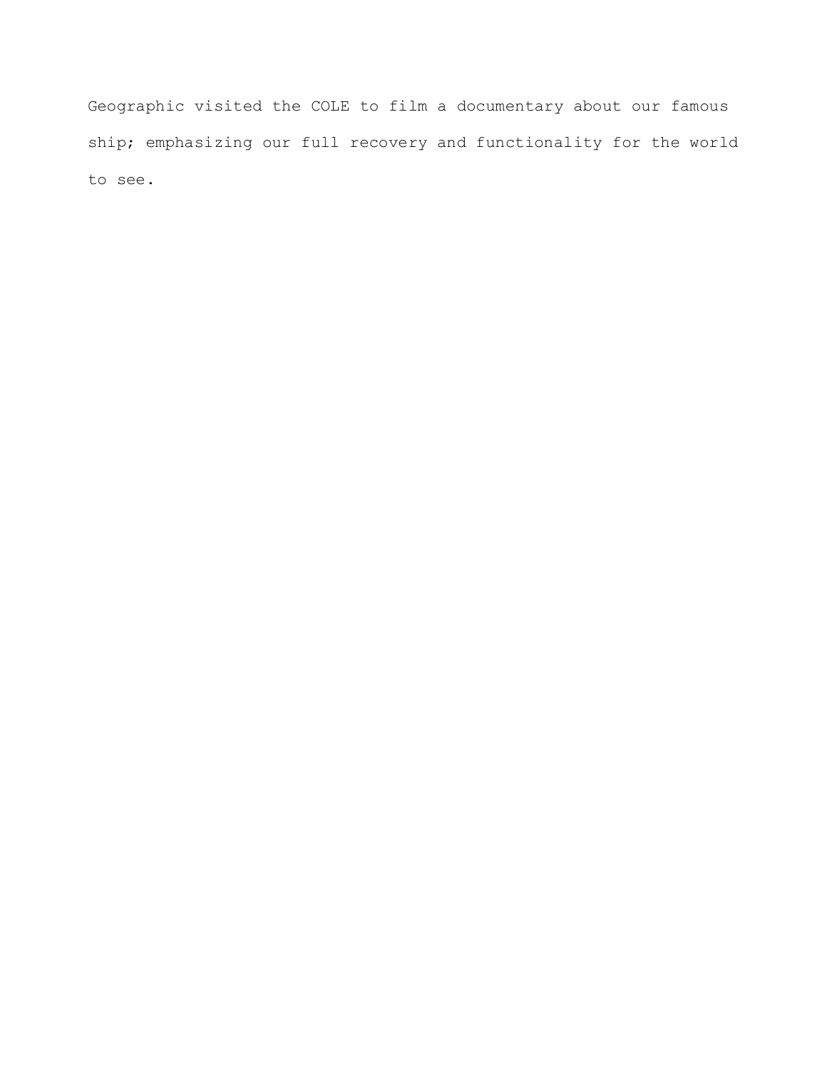Geographic visited the COLE to film a documentary about our famous ship; emphasizing our full recovery and functionality for the world to see.